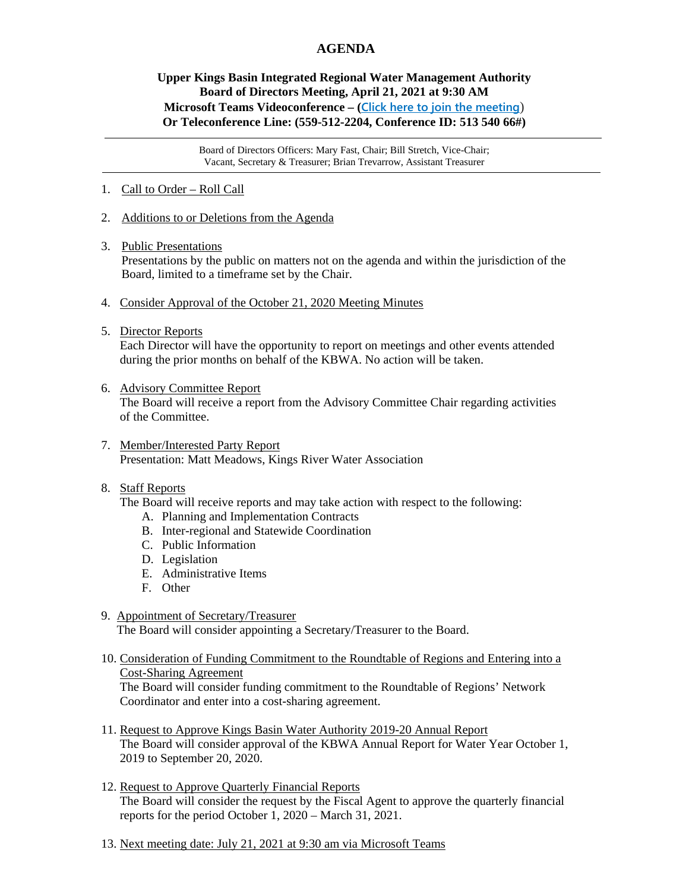# AGENDA

**Upper Kings Basin Integrated Regional Water Management Authority**
**Board of Directors Meeting, April 21, 2021 at 9:30 AM**
**Microsoft Teams Videoconference – (Click here to join the meeting)**
**Or Teleconference Line: (559-512-2204, Conference ID: 513 540 66#)**

---

Board of Directors Officers: Mary Fast, Chair; Bill Stretch, Vice-Chair; Vacant, Secretary & Treasurer; Brian Trevarrow, Assistant Treasurer

---

1. Call to Order – Roll Call

2. Additions to or Deletions from the Agenda

3. Public Presentations
   Presentations by the public on matters not on the agenda and within the jurisdiction of the Board, limited to a timeframe set by the Chair.

4. Consider Approval of the October 21, 2020 Meeting Minutes

5. Director Reports
   Each Director will have the opportunity to report on meetings and other events attended during the prior months on behalf of the KBWA. No action will be taken.

6. Advisory Committee Report
   The Board will receive a report from the Advisory Committee Chair regarding activities of the Committee.

7. Member/Interested Party Report
   Presentation: Matt Meadows, Kings River Water Association

8. Staff Reports
   The Board will receive reports and may take action with respect to the following:
   A. Planning and Implementation Contracts
   B. Inter-regional and Statewide Coordination
   C. Public Information
   D. Legislation
   E. Administrative Items
   F. Other

9. Appointment of Secretary/Treasurer
   The Board will consider appointing a Secretary/Treasurer to the Board.

10. Consideration of Funding Commitment to the Roundtable of Regions and Entering into a Cost-Sharing Agreement
    The Board will consider funding commitment to the Roundtable of Regions' Network Coordinator and enter into a cost-sharing agreement.

11. Request to Approve Kings Basin Water Authority 2019-20 Annual Report
    The Board will consider approval of the KBWA Annual Report for Water Year October 1, 2019 to September 20, 2020.

12. Request to Approve Quarterly Financial Reports
    The Board will consider the request by the Fiscal Agent to approve the quarterly financial reports for the period October 1, 2020 – March 31, 2021.

13. Next meeting date: July 21, 2021 at 9:30 am via Microsoft Teams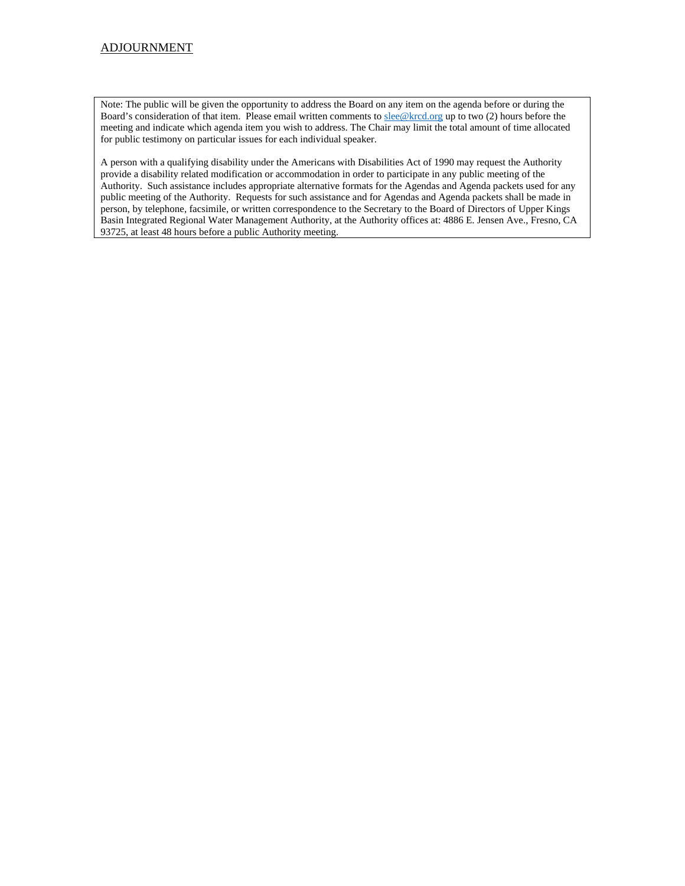ADJOURNMENT

Note: The public will be given the opportunity to address the Board on any item on the agenda before or during the Board's consideration of that item. Please email written comments to slee@krcd.org up to two (2) hours before the meeting and indicate which agenda item you wish to address. The Chair may limit the total amount of time allocated for public testimony on particular issues for each individual speaker.

A person with a qualifying disability under the Americans with Disabilities Act of 1990 may request the Authority provide a disability related modification or accommodation in order to participate in any public meeting of the Authority. Such assistance includes appropriate alternative formats for the Agendas and Agenda packets used for any public meeting of the Authority. Requests for such assistance and for Agendas and Agenda packets shall be made in person, by telephone, facsimile, or written correspondence to the Secretary to the Board of Directors of Upper Kings Basin Integrated Regional Water Management Authority, at the Authority offices at: 4886 E. Jensen Ave., Fresno, CA 93725, at least 48 hours before a public Authority meeting.